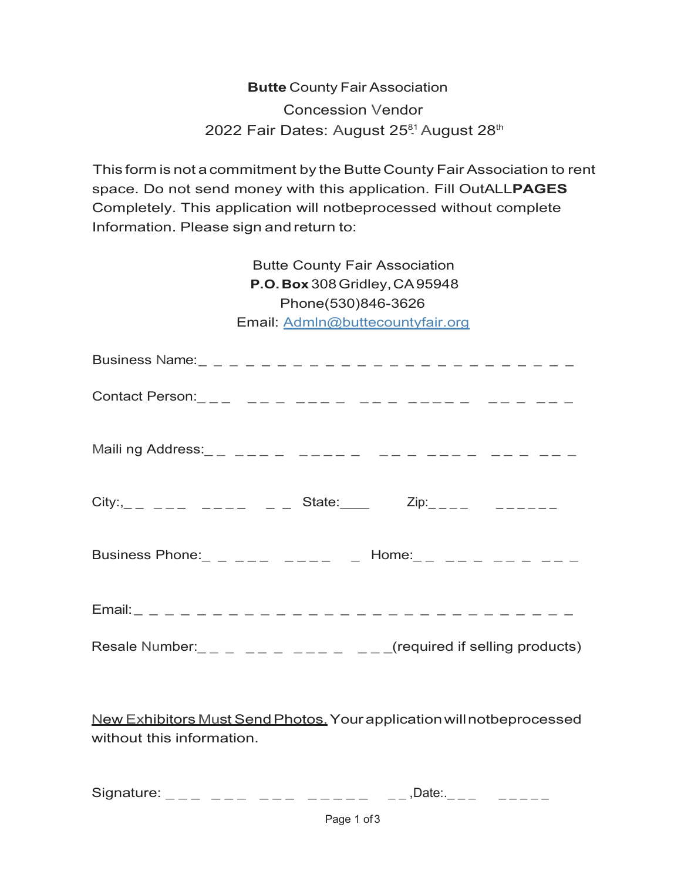**Butte** County Fair Association

Concession Vendor

2022 Fair Dates: August 25[81] August 28[th]

This form is not a commitment by the Butte County Fair Association to rent space. Do not send money with this application. Fill OutALL**PAGES** Completely. This application will notbeprocessed without complete Information. Please sign and return to:

Butte County Fair Association
**P.O. Box** 308 Gridley, CA 95948
Phone(530)846-3626
Email: Admln@buttecountyfair.org

Business Name:_ _ _ _ _ _ _ _ _ _ _ _ _ _ _ _ _ _ _ _ _ _ _ _

Contact Person:_ _ _ _ _ _ _ _ _ _ _ _ _ _ _ _ _ _ _ _ _ _ _ _

Maili ng Address:_ _ _ _ _ _ _ _ _ _ _ _ _ _ _ _ _ _ _ _ _ _ _ _

City:,_ _ _ _ _ _ _ _ _ _ _ State:____ Zip:_ _ _ _ _ _ _ _ _ _

Business Phone:_ _ _ _ _ _ _ _ _ _ Home:_ _ _ _ _ _ _ _ _ _ _

Email:_ _ _ _ _ _ _ _ _ _ _ _ _ _ _ _ _ _ _ _ _ _ _ _ _ _ _ _

Resale Number:_ _ _ _ _ _ _ _ _ _ _ _ _ _(required if selling products)

New Exhibitors Must Send Photos. Your application will notbeprocessed without this information.

Signature: _ _ _ _ _ _ _ _ _ _ _ _ _ _ _ _ _ ,Date:._ _ _ _ _ _ _ _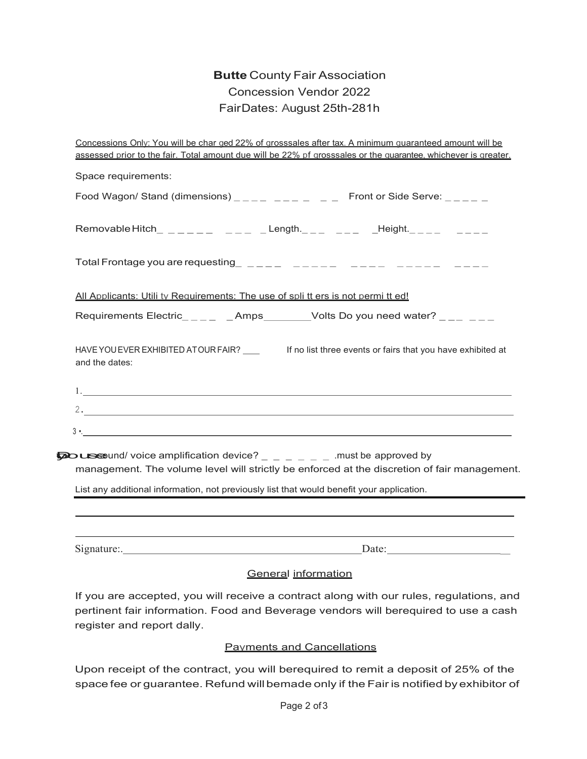**Butte** County Fair Association
Concession Vendor 2022
FairDates: August 25th-281h

Concessions Only: You will be char ged 22% of grosssales after tax. A minimum guaranteed amount will be assessed prior to the fair. Total amount due will be 22% pf grosssales or the guarantee, whichever is greater.

Space requirements:

Food Wagon/ Stand (dimensions) _ _ _ _ _ _ _ _ _ _ Front or Side Serve: _ _ _ _ _

Removable Hitch_ _ _ _ _ _ _ _ _ _ Length._ _ _ _ _ _ _Height._ _ _ _ _ _ _ _

Total Frontage you are requesting_ _ _ _ _ _ _ _ _ _ _ _ _ _ _ _ _ _ _ _ _ _ _ _

All Applicants: Utili ty Requirements: The use of spli tt ers is not permi tt ed!

Requirements Electric_ _ _ _ _ Amps________Volts Do you need water? _ _ _ _ _ _

HAVE YOU EVER EXHIBITED AT OUR FAIR? ___ If no list three events or fairs that you have exhibited at and the dates:

1. ______________________________
2. ______________________________
3. ______________________________

Do you use sound/ voice amplification device? _ _ _ _ _ _ _ .must be approved by management. The volume level will strictly be enforced at the discretion of fair management.

List any additional information, not previously list that would benefit your application.

______________________________

______________________________

Signature:______________________________ Date:____________________

## General information

If you are accepted, you will receive a contract along with our rules, regulations, and pertinent fair information. Food and Beverage vendors will berequired to use a cash register and report dally.

## Payments and Cancellations

Upon receipt of the contract, you will berequired to remit a deposit of 25% of the space fee or guarantee. Refund will bemade only if the Fair is notified by exhibitor of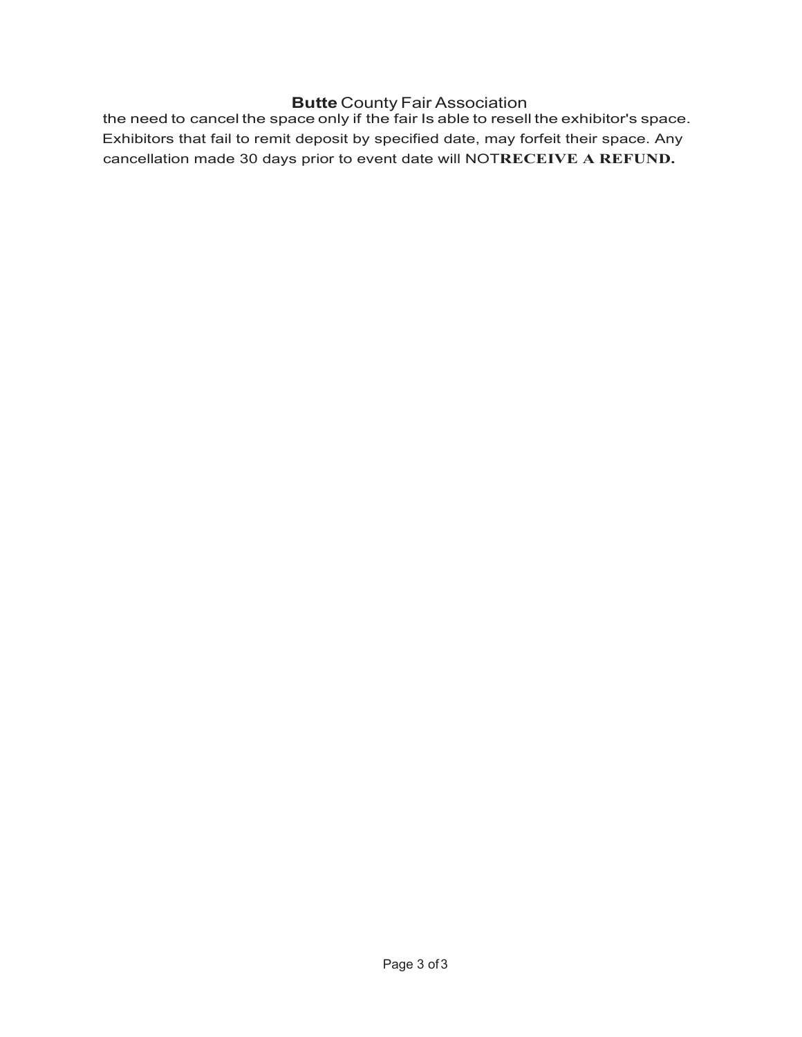the need to cancel the space only if the fair Is able to resell the exhibitor's space. Exhibitors that fail to remit deposit by specified date, may forfeit their space. Any cancellation made 30 days prior to event date will NOT**RECEIVE A REFUND.**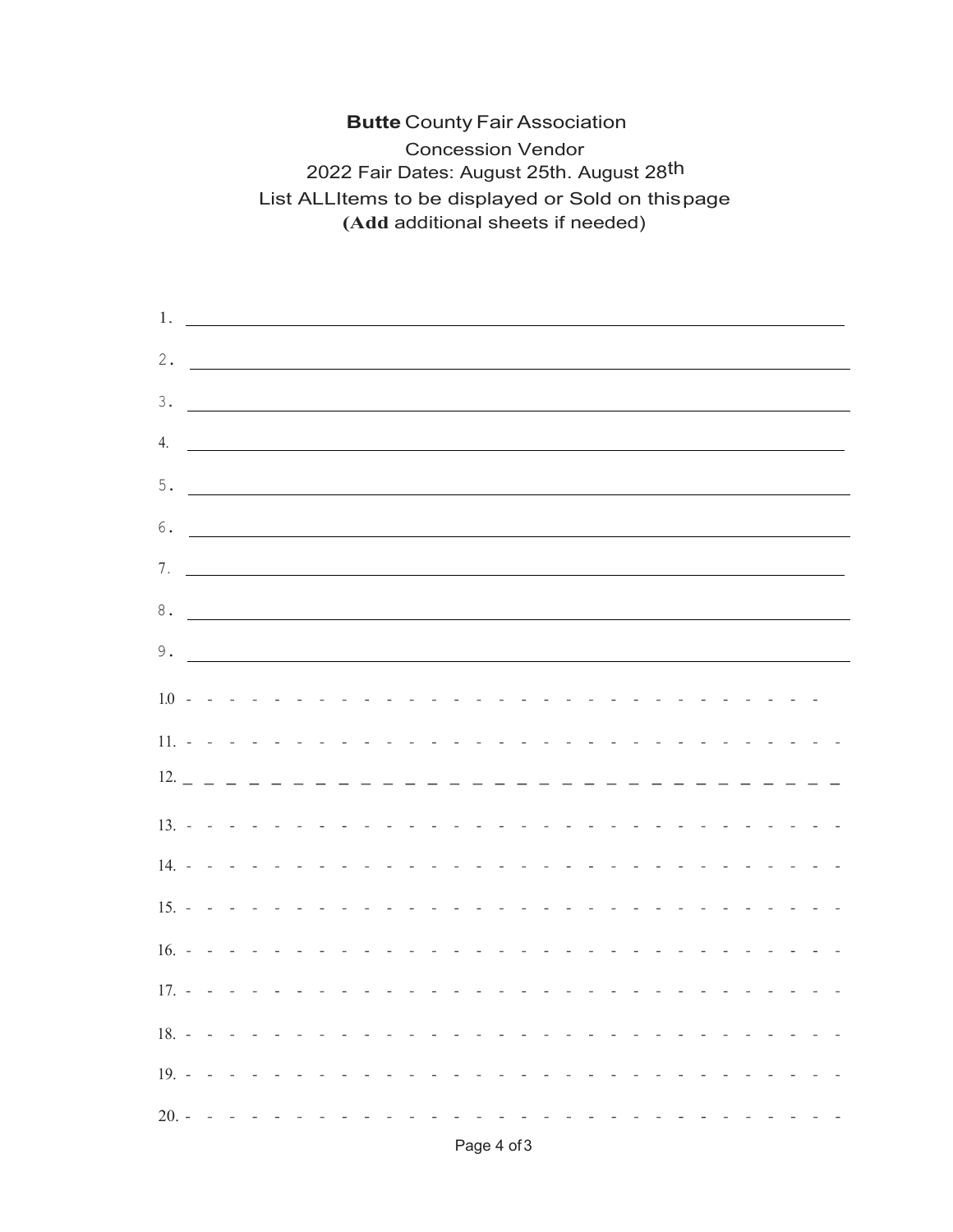**Butte** County Fair Association

Concession Vendor

2022 Fair Dates: August 25th. August 28th

List ALLItems to be displayed or Sold on thispage

**(Add** additional sheets if needed)

1. ______________________________
2. ______________________________
3. ______________________________
4. ______________________________
5. ______________________________
6. ______________________________
7. ______________________________
8. ______________________________
9. ______________________________
10. ______________________________
11. ______________________________
12. ______________________________
13. ______________________________
14. ______________________________
15. ______________________________
16. ______________________________
17. ______________________________
18. ______________________________
19. ______________________________
20. ______________________________